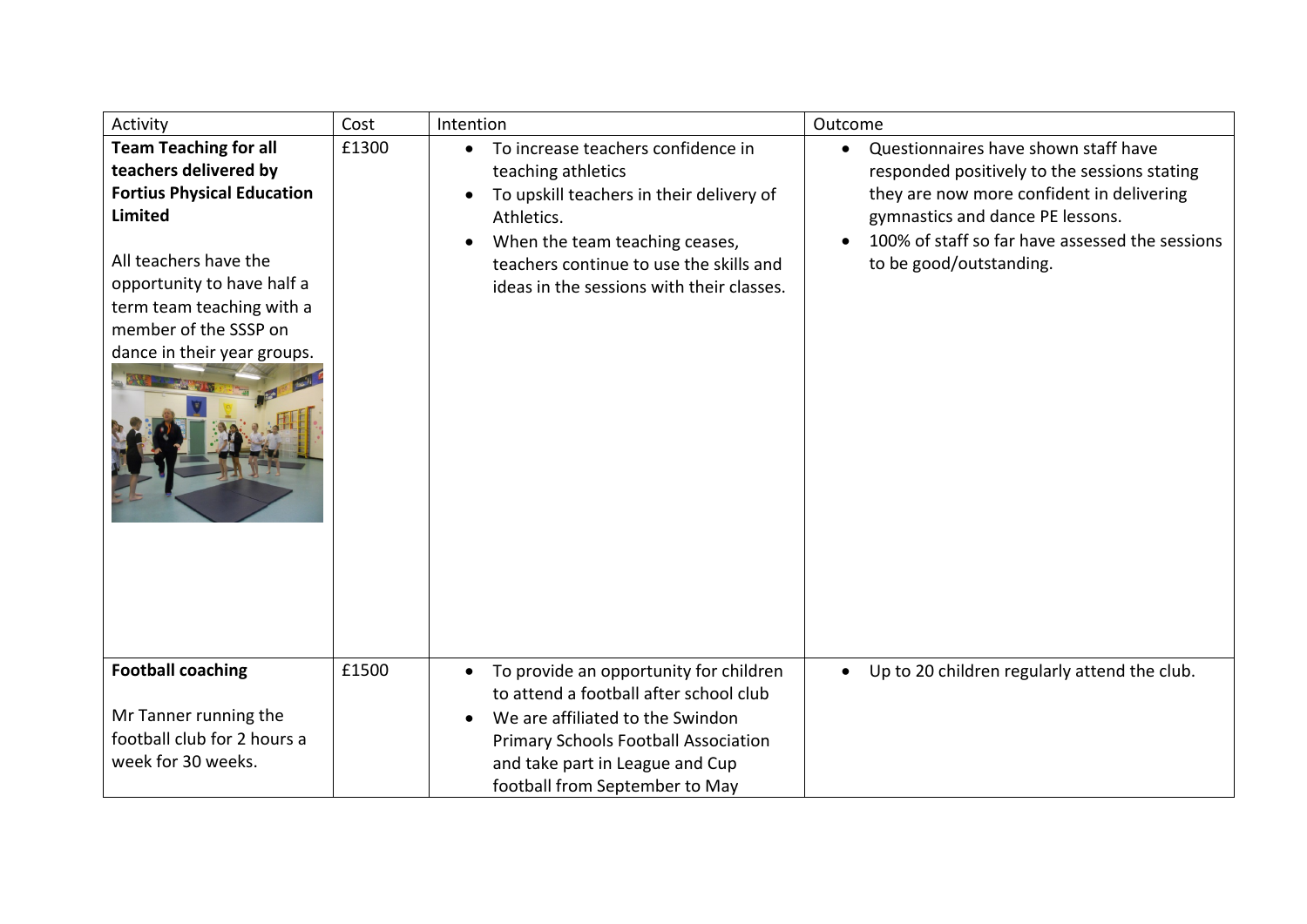| Activity | Cost | Intention | Outcome |
| --- | --- | --- | --- |
| **Team Teaching for all teachers delivered by Fortius Physical Education Limited**<br><br>All teachers have the opportunity to have half a term team teaching with a member of the SSSP on dance in their year groups. | £1300 | • To increase teachers confidence in teaching athletics<br>• To upskill teachers in their delivery of Athletics.<br>• When the team teaching ceases, teachers continue to use the skills and ideas in the sessions with their classes. | • Questionnaires have shown staff have responded positively to the sessions stating they are now more confident in delivering gymnastics and dance PE lessons.<br>• 100% of staff so far have assessed the sessions to be good/outstanding. |
| **Football coaching**<br><br>Mr Tanner running the football club for 2 hours a week for 30 weeks. | £1500 | • To provide an opportunity for children to attend a football after school club<br>• We are affiliated to the Swindon Primary Schools Football Association and take part in League and Cup football from September to May | • Up to 20 children regularly attend the club. |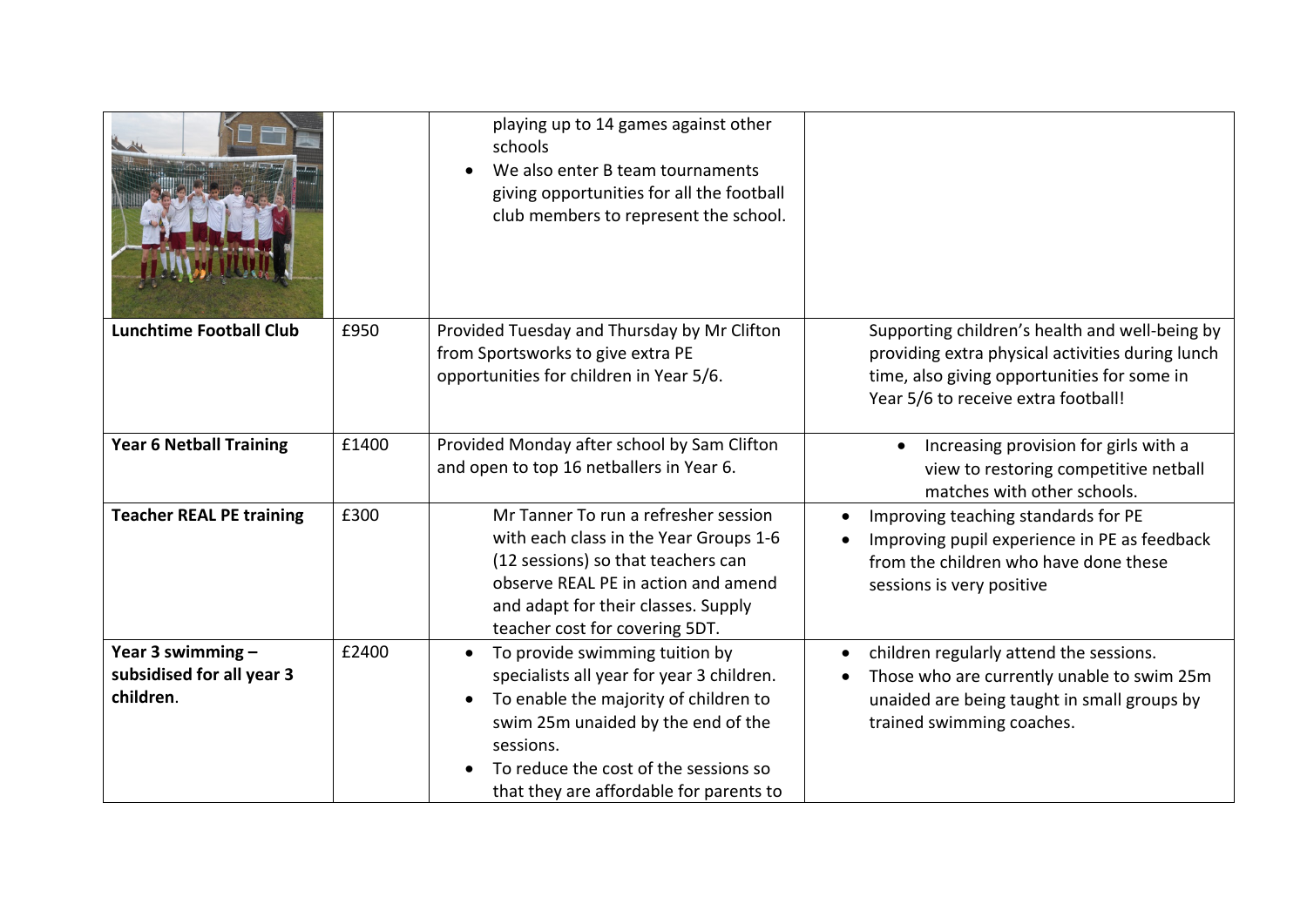| | | | |
|---|---|---|---|
| | | • playing up to 14 games against other schools<br>• We also enter B team tournaments giving opportunities for all the football club members to represent the school. | |
| **Lunchtime Football Club** | £950 | Provided Tuesday and Thursday by Mr Clifton from Sportsworks to give extra PE opportunities for children in Year 5/6. | Supporting children's health and well-being by providing extra physical activities during lunch time, also giving opportunities for some in Year 5/6 to receive extra football! |
| **Year 6 Netball Training** | £1400 | Provided Monday after school by Sam Clifton and open to top 16 netballers in Year 6. | • Increasing provision for girls with a view to restoring competitive netball matches with other schools. |
| **Teacher REAL PE training** | £300 | Mr Tanner To run a refresher session with each class in the Year Groups 1-6 (12 sessions) so that teachers can observe REAL PE in action and amend and adapt for their classes. Supply teacher cost for covering 5DT. | • Improving teaching standards for PE<br>• Improving pupil experience in PE as feedback from the children who have done these sessions is very positive |
| **Year 3 swimming – subsidised for all year 3 children**. | £2400 | • To provide swimming tuition by specialists all year for year 3 children.<br>• To enable the majority of children to swim 25m unaided by the end of the sessions.<br>• To reduce the cost of the sessions so that they are affordable for parents to | • children regularly attend the sessions.<br>• Those who are currently unable to swim 25m unaided are being taught in small groups by trained swimming coaches. |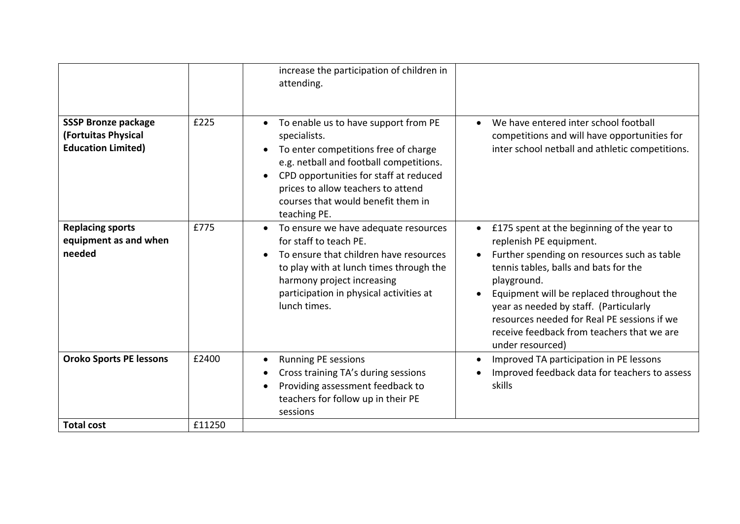| | | | |
|---|---|---|---|
| | | increase the participation of children in attending. | |
| **SSSP Bronze package (Fortuitas Physical Education Limited)** | £225 | • To enable us to have support from PE specialists.<br>• To enter competitions free of charge e.g. netball and football competitions.<br>• CPD opportunities for staff at reduced prices to allow teachers to attend courses that would benefit them in teaching PE. | • We have entered inter school football competitions and will have opportunities for inter school netball and athletic competitions. |
| **Replacing sports equipment as and when needed** | £775 | • To ensure we have adequate resources for staff to teach PE.<br>• To ensure that children have resources to play with at lunch times through the harmony project increasing participation in physical activities at lunch times. | • £175 spent at the beginning of the year to replenish PE equipment.<br>• Further spending on resources such as table tennis tables, balls and bats for the playground.<br>• Equipment will be replaced throughout the year as needed by staff. (Particularly resources needed for Real PE sessions if we receive feedback from teachers that we are under resourced) |
| **Oroko Sports PE lessons** | £2400 | • Running PE sessions<br>• Cross training TA's during sessions<br>• Providing assessment feedback to teachers for follow up in their PE sessions | • Improved TA participation in PE lessons<br>• Improved feedback data for teachers to assess skills |
| **Total cost** | £11250 | | |